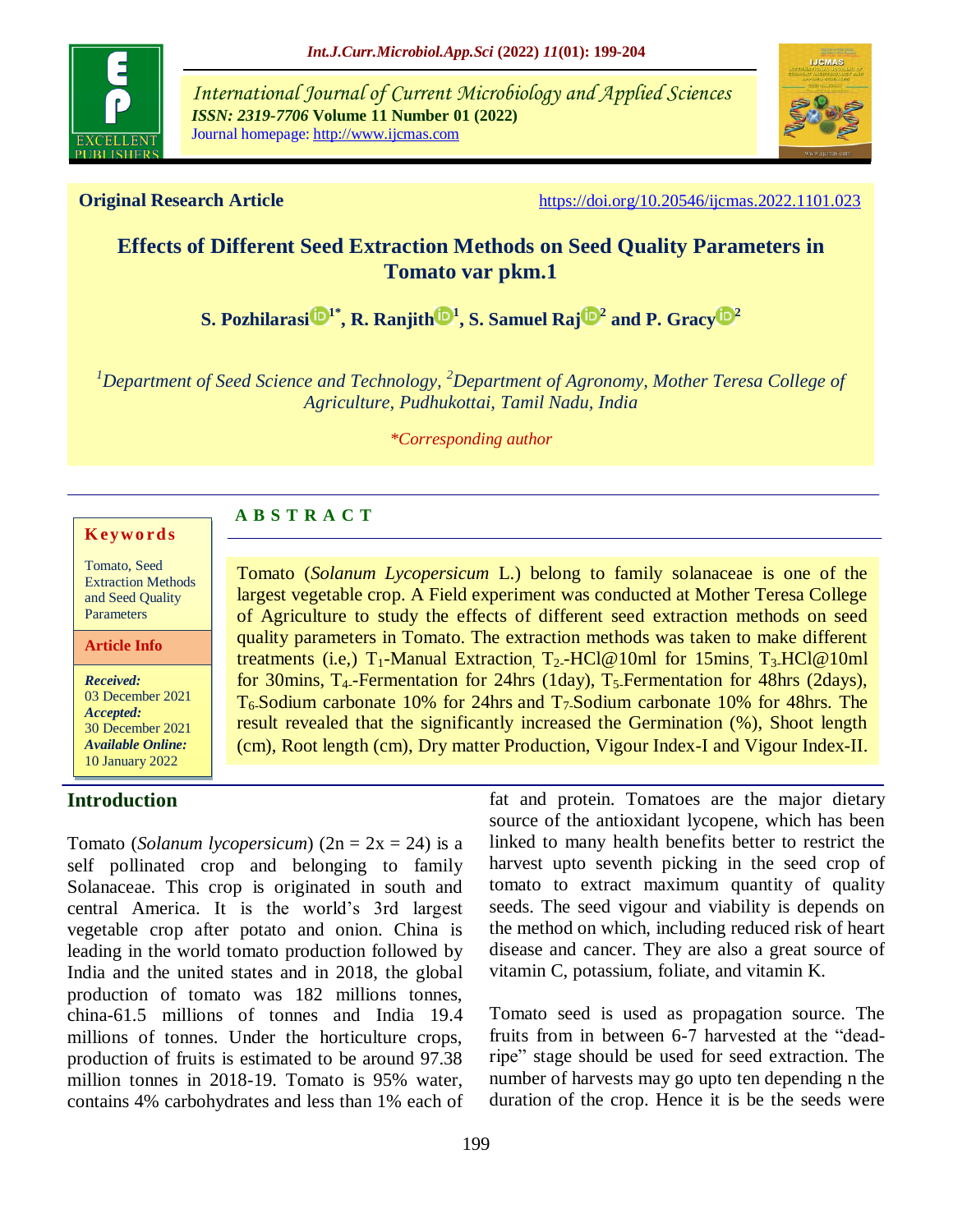**Original Research Article** https://doi.org/10.20546/ijcmas.2022.1101.023

# Effects of Different Seed Extraction Methods on Seed Quality Parameters in Tomato var pkm.1

**S. Pozhilarasi[1*], R. Ranjith[1], S. Samuel Raj[2] and P. Gracy[2]**

*[1]Department of Seed Science and Technology, [2]Department of Agronomy, Mother Teresa College of Agriculture, Pudhukottai, Tamil Nadu, India*

*\*Corresponding author*

**Keywords**

Tomato, Seed Extraction Methods and Seed Quality Parameters

**Article Info**

*Received:* 03 December 2021
*Accepted:* 30 December 2021
*Available Online:* 10 January 2022

## ABSTRACT

Tomato (*Solanum Lycopersicum* L.) belong to family solanaceae is one of the largest vegetable crop. A Field experiment was conducted at Mother Teresa College of Agriculture to study the effects of different seed extraction methods on seed quality parameters in Tomato. The extraction methods was taken to make different treatments (i.e,) $T_1$-Manual Extraction, $T_2$-HCl@10ml for 15mins, $T_3$-HCl@10ml for 30mins, $T_4$-Fermentation for 24hrs (1day), $T_5$-Fermentation for 48hrs (2days), $T_6$-Sodium carbonate 10% for 24hrs and $T_7$-Sodium carbonate 10% for 48hrs. The result revealed that the significantly increased the Germination (%), Shoot length (cm), Root length (cm), Dry matter Production, Vigour Index-I and Vigour Index-II.

## Introduction

Tomato (*Solanum lycopersicum*) (2n = 2x = 24) is a self pollinated crop and belonging to family Solanaceae. This crop is originated in south and central America. It is the world's 3rd largest vegetable crop after potato and onion. China is leading in the world tomato production followed by India and the united states and in 2018, the global production of tomato was 182 millions tonnes, china-61.5 millions of tonnes and India 19.4 millions of tonnes. Under the horticulture crops, production of fruits is estimated to be around 97.38 million tonnes in 2018-19. Tomato is 95% water, contains 4% carbohydrates and less than 1% each of fat and protein. Tomatoes are the major dietary source of the antioxidant lycopene, which has been linked to many health benefits better to restrict the harvest upto seventh picking in the seed crop of tomato to extract maximum quantity of quality seeds. The seed vigour and viability is depends on the method on which, including reduced risk of heart disease and cancer. They are also a great source of vitamin C, potassium, foliate, and vitamin K.

Tomato seed is used as propagation source. The fruits from in between 6-7 harvested at the "dead-ripe" stage should be used for seed extraction. The number of harvests may go upto ten depending n the duration of the crop. Hence it is be the seeds were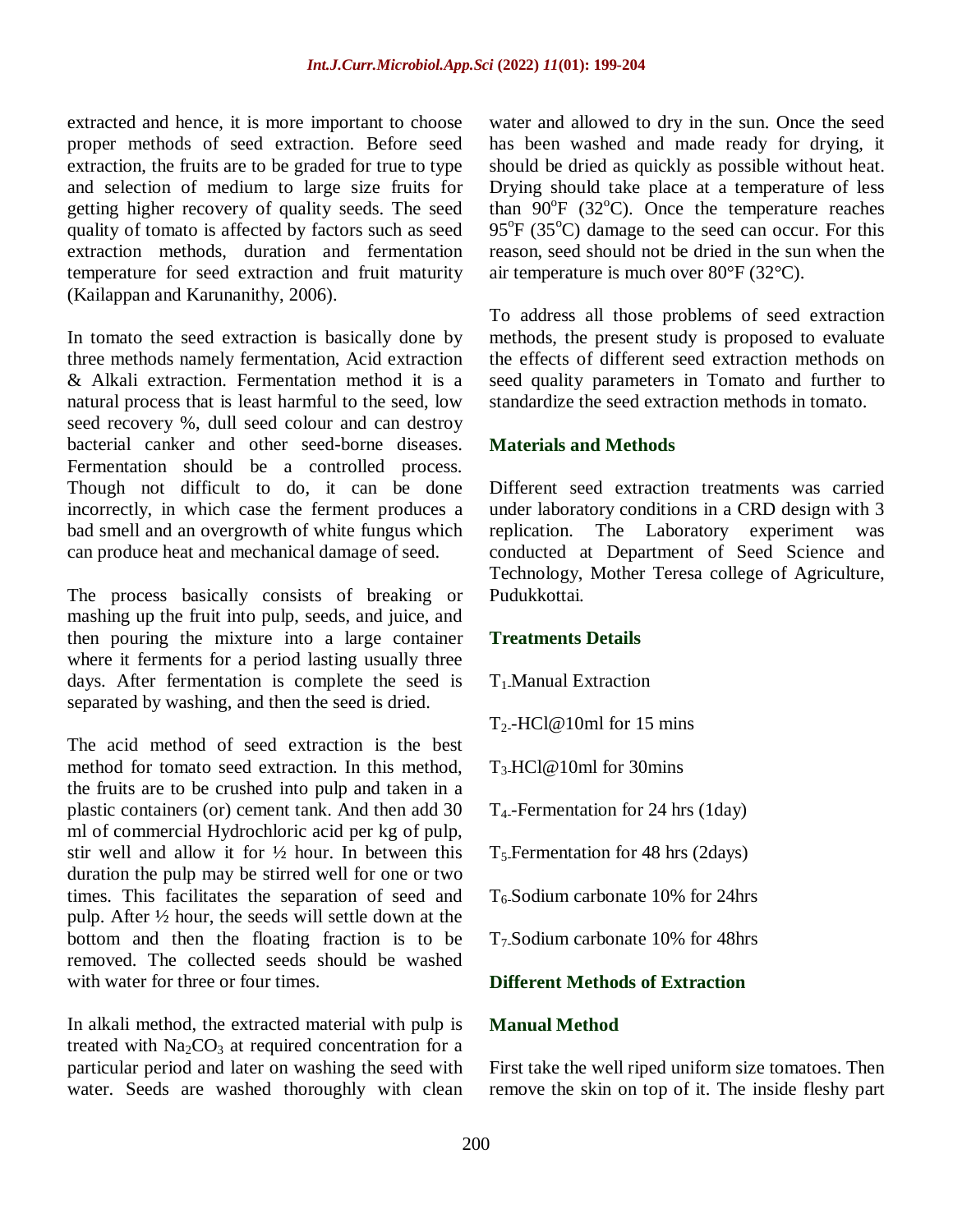extracted and hence, it is more important to choose proper methods of seed extraction. Before seed extraction, the fruits are to be graded for true to type and selection of medium to large size fruits for getting higher recovery of quality seeds. The seed quality of tomato is affected by factors such as seed extraction methods, duration and fermentation temperature for seed extraction and fruit maturity (Kailappan and Karunanithy, 2006).

In tomato the seed extraction is basically done by three methods namely fermentation, Acid extraction & Alkali extraction. Fermentation method it is a natural process that is least harmful to the seed, low seed recovery %, dull seed colour and can destroy bacterial canker and other seed-borne diseases. Fermentation should be a controlled process. Though not difficult to do, it can be done incorrectly, in which case the ferment produces a bad smell and an overgrowth of white fungus which can produce heat and mechanical damage of seed.

The process basically consists of breaking or mashing up the fruit into pulp, seeds, and juice, and then pouring the mixture into a large container where it ferments for a period lasting usually three days. After fermentation is complete the seed is separated by washing, and then the seed is dried.

The acid method of seed extraction is the best method for tomato seed extraction. In this method, the fruits are to be crushed into pulp and taken in a plastic containers (or) cement tank. And then add 30 ml of commercial Hydrochloric acid per kg of pulp, stir well and allow it for ½ hour. In between this duration the pulp may be stirred well for one or two times. This facilitates the separation of seed and pulp. After ½ hour, the seeds will settle down at the bottom and then the floating fraction is to be removed. The collected seeds should be washed with water for three or four times.

In alkali method, the extracted material with pulp is treated with $Na_2CO_3$ at required concentration for a particular period and later on washing the seed with water. Seeds are washed thoroughly with clean water and allowed to dry in the sun. Once the seed has been washed and made ready for drying, it should be dried as quickly as possible without heat. Drying should take place at a temperature of less than 90°F (32°C). Once the temperature reaches 95°F (35°C) damage to the seed can occur. For this reason, seed should not be dried in the sun when the air temperature is much over 80°F (32°C).

To address all those problems of seed extraction methods, the present study is proposed to evaluate the effects of different seed extraction methods on seed quality parameters in Tomato and further to standardize the seed extraction methods in tomato.

## Materials and Methods

Different seed extraction treatments was carried under laboratory conditions in a CRD design with 3 replication. The Laboratory experiment was conducted at Department of Seed Science and Technology, Mother Teresa college of Agriculture, Pudukkottai.

### Treatments Details

$T_1$-Manual Extraction

$T_2$-HCl@10ml for 15 mins

$T_3$-HCl@10ml for 30mins

$T_4$-Fermentation for 24 hrs (1day)

$T_5$-Fermentation for 48 hrs (2days)

$T_6$-Sodium carbonate 10% for 24hrs

$T_7$-Sodium carbonate 10% for 48hrs

### Different Methods of Extraction

### Manual Method

First take the well riped uniform size tomatoes. Then remove the skin on top of it. The inside fleshy part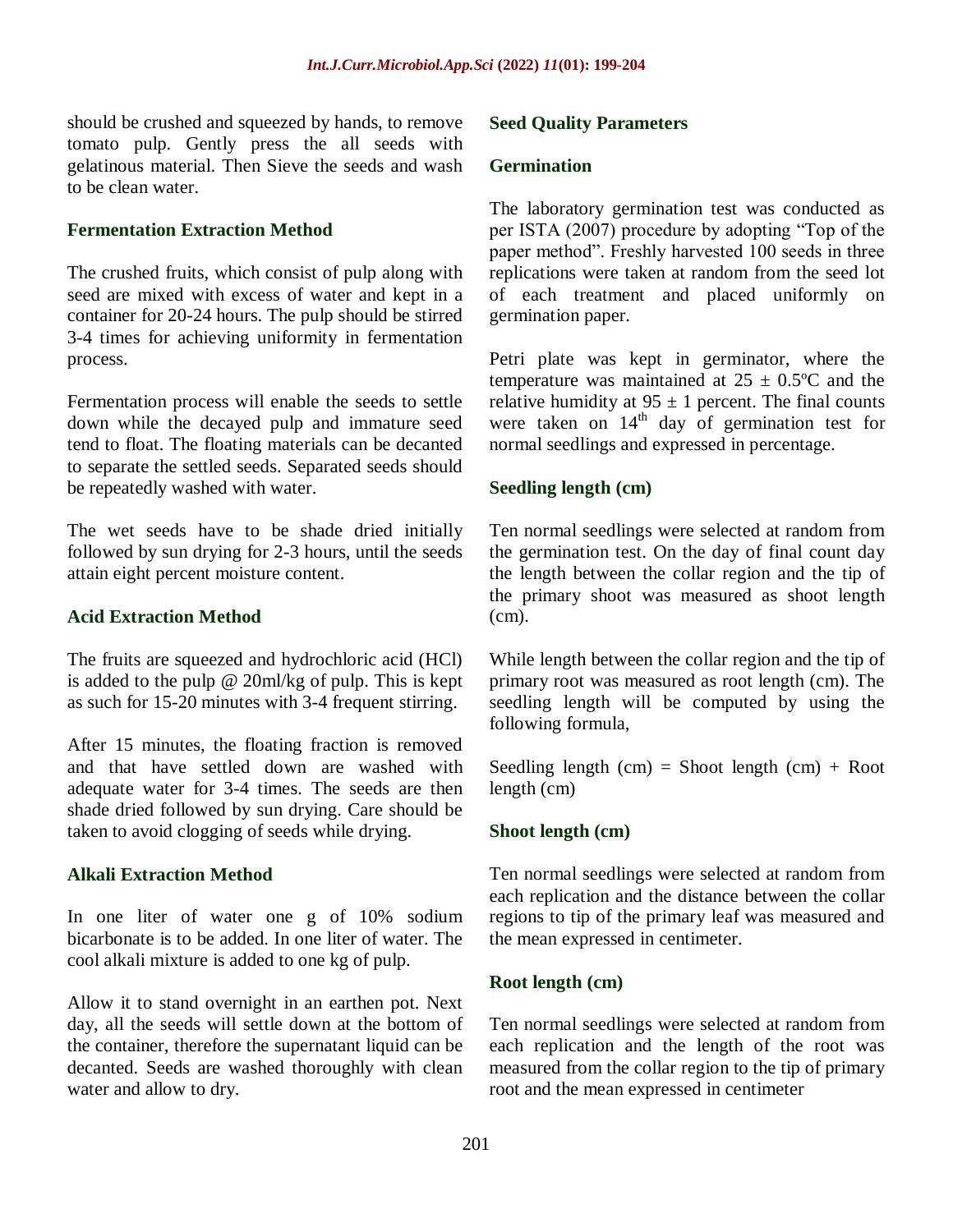should be crushed and squeezed by hands, to remove tomato pulp. Gently press the all seeds with gelatinous material. Then Sieve the seeds and wash to be clean water.

### Fermentation Extraction Method

The crushed fruits, which consist of pulp along with seed are mixed with excess of water and kept in a container for 20-24 hours. The pulp should be stirred 3-4 times for achieving uniformity in fermentation process.

Fermentation process will enable the seeds to settle down while the decayed pulp and immature seed tend to float. The floating materials can be decanted to separate the settled seeds. Separated seeds should be repeatedly washed with water.

The wet seeds have to be shade dried initially followed by sun drying for 2-3 hours, until the seeds attain eight percent moisture content.

### Acid Extraction Method

The fruits are squeezed and hydrochloric acid (HCl) is added to the pulp @ 20ml/kg of pulp. This is kept as such for 15-20 minutes with 3-4 frequent stirring.

After 15 minutes, the floating fraction is removed and that have settled down are washed with adequate water for 3-4 times. The seeds are then shade dried followed by sun drying. Care should be taken to avoid clogging of seeds while drying.

### Alkali Extraction Method

In one liter of water one g of 10% sodium bicarbonate is to be added. In one liter of water. The cool alkali mixture is added to one kg of pulp.

Allow it to stand overnight in an earthen pot. Next day, all the seeds will settle down at the bottom of the container, therefore the supernatant liquid can be decanted. Seeds are washed thoroughly with clean water and allow to dry.

### Seed Quality Parameters

### Germination

The laboratory germination test was conducted as per ISTA (2007) procedure by adopting "Top of the paper method". Freshly harvested 100 seeds in three replications were taken at random from the seed lot of each treatment and placed uniformly on germination paper.

Petri plate was kept in germinator, where the temperature was maintained at $25 \pm 0.5$ºC and the relative humidity at $95 \pm 1$ percent. The final counts were taken on $14^{th}$ day of germination test for normal seedlings and expressed in percentage.

### Seedling length (cm)

Ten normal seedlings were selected at random from the germination test. On the day of final count day the length between the collar region and the tip of the primary shoot was measured as shoot length (cm).

While length between the collar region and the tip of primary root was measured as root length (cm). The seedling length will be computed by using the following formula,

Seedling length (cm) = Shoot length (cm) + Root length (cm)

### Shoot length (cm)

Ten normal seedlings were selected at random from each replication and the distance between the collar regions to tip of the primary leaf was measured and the mean expressed in centimeter.

### Root length (cm)

Ten normal seedlings were selected at random from each replication and the length of the root was measured from the collar region to the tip of primary root and the mean expressed in centimeter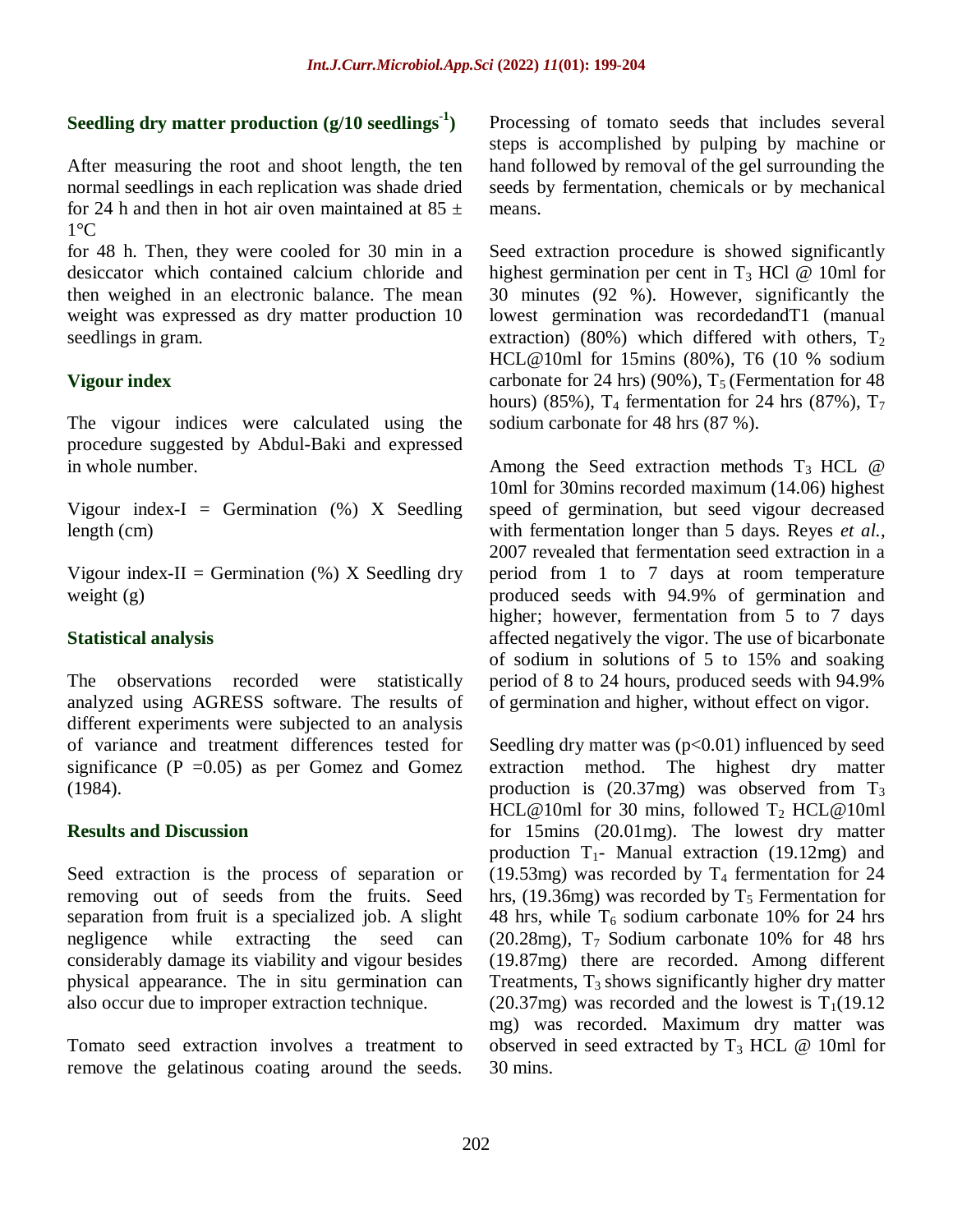### Seedling dry matter production (g/10 seedlings$^{-1}$)

After measuring the root and shoot length, the ten normal seedlings in each replication was shade dried for 24 h and then in hot air oven maintained at 85 ± 1°C

for 48 h. Then, they were cooled for 30 min in a desiccator which contained calcium chloride and then weighed in an electronic balance. The mean weight was expressed as dry matter production 10 seedlings in gram.

### Vigour index

The vigour indices were calculated using the procedure suggested by Abdul-Baki and expressed in whole number.

Vigour index-I = Germination (%) X Seedling length (cm)

Vigour index-II = Germination (%) X Seedling dry weight (g)

### Statistical analysis

The observations recorded were statistically analyzed using AGRESS software. The results of different experiments were subjected to an analysis of variance and treatment differences tested for significance (P =0.05) as per Gomez and Gomez (1984).

### Results and Discussion

Seed extraction is the process of separation or removing out of seeds from the fruits. Seed separation from fruit is a specialized job. A slight negligence while extracting the seed can considerably damage its viability and vigour besides physical appearance. The in situ germination can also occur due to improper extraction technique.

Tomato seed extraction involves a treatment to remove the gelatinous coating around the seeds. Processing of tomato seeds that includes several steps is accomplished by pulping by machine or hand followed by removal of the gel surrounding the seeds by fermentation, chemicals or by mechanical means.

Seed extraction procedure is showed significantly highest germination per cent in $T_3$ HCl @ 10ml for 30 minutes (92 %). However, significantly the lowest germination was recordedandT1 (manual extraction) (80%) which differed with others, $T_2$ HCL@10ml for 15mins (80%), T6 (10 % sodium carbonate for 24 hrs) (90%), $T_5$ (Fermentation for 48 hours) (85%), $T_4$ fermentation for 24 hrs (87%), $T_7$ sodium carbonate for 48 hrs (87 %).

Among the Seed extraction methods $T_3$ HCL @ 10ml for 30mins recorded maximum (14.06) highest speed of germination, but seed vigour decreased with fermentation longer than 5 days. Reyes *et al.,* 2007 revealed that fermentation seed extraction in a period from 1 to 7 days at room temperature produced seeds with 94.9% of germination and higher; however, fermentation from 5 to 7 days affected negatively the vigor. The use of bicarbonate of sodium in solutions of 5 to 15% and soaking period of 8 to 24 hours, produced seeds with 94.9% of germination and higher, without effect on vigor.

Seedling dry matter was ($p<0.01$) influenced by seed extraction method. The highest dry matter production is (20.37mg) was observed from $T_3$ HCL@10ml for 30 mins, followed $T_2$ HCL@10ml for 15mins (20.01mg). The lowest dry matter production $T_1$- Manual extraction (19.12mg) and (19.53mg) was recorded by $T_4$ fermentation for 24 hrs, (19.36mg) was recorded by $T_5$ Fermentation for 48 hrs, while $T_6$ sodium carbonate 10% for 24 hrs (20.28mg), $T_7$ Sodium carbonate 10% for 48 hrs (19.87mg) there are recorded. Among different Treatments, $T_3$ shows significantly higher dry matter (20.37mg) was recorded and the lowest is $T_1$(19.12 mg) was recorded. Maximum dry matter was observed in seed extracted by $T_3$ HCL @ 10ml for 30 mins.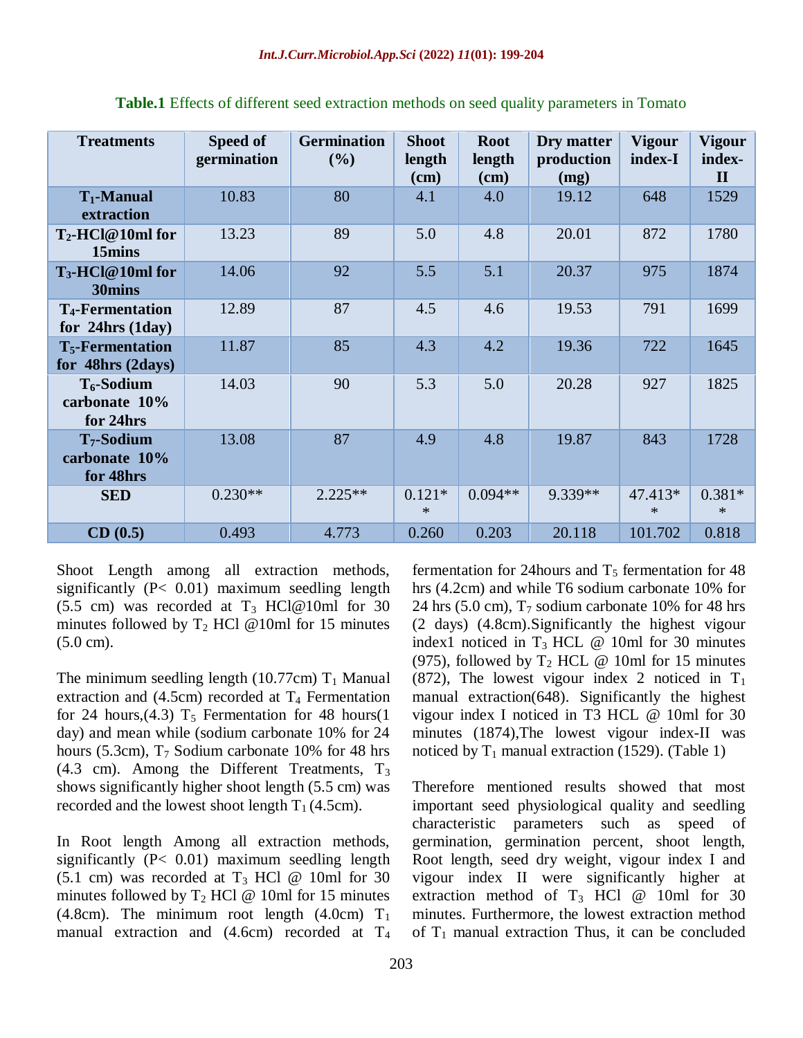**Table.1** Effects of different seed extraction methods on seed quality parameters in Tomato

| Treatments | Speed of germination | Germination (%) | Shoot length (cm) | Root length (cm) | Dry matter production (mg) | Vigour index-I | Vigour index-II |
|---|---|---|---|---|---|---|---|
| $T_1$-Manual extraction | 10.83 | 80 | 4.1 | 4.0 | 19.12 | 648 | 1529 |
| $T_2$-HCl@10ml for 15mins | 13.23 | 89 | 5.0 | 4.8 | 20.01 | 872 | 1780 |
| $T_3$-HCl@10ml for 30mins | 14.06 | 92 | 5.5 | 5.1 | 20.37 | 975 | 1874 |
| $T_4$-Fermentation for 24hrs (1day) | 12.89 | 87 | 4.5 | 4.6 | 19.53 | 791 | 1699 |
| $T_5$-Fermentation for 48hrs (2days) | 11.87 | 85 | 4.3 | 4.2 | 19.36 | 722 | 1645 |
| $T_6$-Sodium carbonate 10% for 24hrs | 14.03 | 90 | 5.3 | 5.0 | 20.28 | 927 | 1825 |
| $T_7$-Sodium carbonate 10% for 48hrs | 13.08 | 87 | 4.9 | 4.8 | 19.87 | 843 | 1728 |
| **SED** | 0.230** | 2.225** | 0.121** | 0.094** | 9.339** | 47.413** | 0.381** |
| **CD (0.5)** | 0.493 | 4.773 | 0.260 | 0.203 | 20.118 | 101.702 | 0.818 |

Shoot Length among all extraction methods, significantly ($P< 0.01$) maximum seedling length (5.5 cm) was recorded at $T_3$ HCl@10ml for 30 minutes followed by $T_2$ HCl @10ml for 15 minutes (5.0 cm).

The minimum seedling length (10.77cm) $T_1$ Manual extraction and (4.5cm) recorded at $T_4$ Fermentation for 24 hours,(4.3) $T_5$ Fermentation for 48 hours(1 day) and mean while (sodium carbonate 10% for 24 hours (5.3cm), $T_7$ Sodium carbonate 10% for 48 hrs (4.3 cm). Among the Different Treatments, $T_3$ shows significantly higher shoot length (5.5 cm) was recorded and the lowest shoot length $T_1$ (4.5cm).

In Root length Among all extraction methods, significantly ($P< 0.01$) maximum seedling length (5.1 cm) was recorded at $T_3$ HCl @ 10ml for 30 minutes followed by $T_2$ HCl @ 10ml for 15 minutes (4.8cm). The minimum root length (4.0cm) $T_1$ manual extraction and (4.6cm) recorded at $T_4$ fermentation for 24hours and $T_5$ fermentation for 48 hrs (4.2cm) and while T6 sodium carbonate 10% for 24 hrs (5.0 cm), $T_7$ sodium carbonate 10% for 48 hrs (2 days) (4.8cm).Significantly the highest vigour index1 noticed in $T_3$ HCL @ 10ml for 30 minutes (975), followed by $T_2$ HCL @ 10ml for 15 minutes (872), The lowest vigour index 2 noticed in $T_1$ manual extraction(648). Significantly the highest vigour index I noticed in T3 HCL @ 10ml for 30 minutes (1874),The lowest vigour index-II was noticed by $T_1$ manual extraction (1529). (Table 1)

Therefore mentioned results showed that most important seed physiological quality and seedling characteristic parameters such as speed of germination, germination percent, shoot length, Root length, seed dry weight, vigour index I and vigour index II were significantly higher at extraction method of $T_3$ HCl @ 10ml for 30 minutes. Furthermore, the lowest extraction method of $T_1$ manual extraction Thus, it can be concluded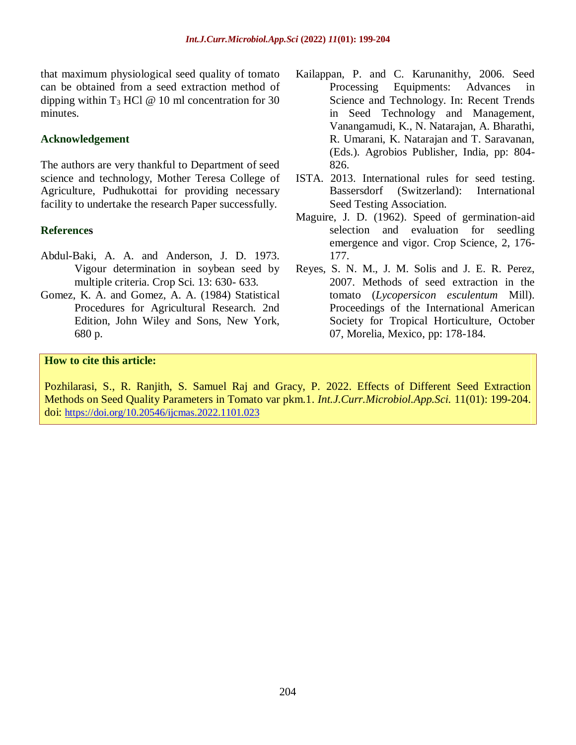that maximum physiological seed quality of tomato can be obtained from a seed extraction method of dipping within $T_3$ HCl @ 10 ml concentration for 30 minutes.

## Acknowledgement

The authors are very thankful to Department of seed science and technology, Mother Teresa College of Agriculture, Pudhukottai for providing necessary facility to undertake the research Paper successfully.

## References

Abdul-Baki, A. A. and Anderson, J. D. 1973. Vigour determination in soybean seed by multiple criteria. Crop Sci. 13: 630- 633.

Gomez, K. A. and Gomez, A. A. (1984) Statistical Procedures for Agricultural Research. 2nd Edition, John Wiley and Sons, New York, 680 p.

Kailappan, P. and C. Karunanithy, 2006. Seed Processing Equipments: Advances in Science and Technology. In: Recent Trends in Seed Technology and Management, Vanangamudi, K., N. Natarajan, A. Bharathi, R. Umarani, K. Natarajan and T. Saravanan, (Eds.). Agrobios Publisher, India, pp: 804-826.

ISTA. 2013. International rules for seed testing. Bassersdorf (Switzerland): International Seed Testing Association.

Maguire, J. D. (1962). Speed of germination-aid selection and evaluation for seedling emergence and vigor. Crop Science, 2, 176-177.

Reyes, S. N. M., J. M. Solis and J. E. R. Perez, 2007. Methods of seed extraction in the tomato (*Lycopersicon esculentum* Mill). Proceedings of the International American Society for Tropical Horticulture, October 07, Morelia, Mexico, pp: 178-184.

**How to cite this article:**

Pozhilarasi, S., R. Ranjith, S. Samuel Raj and Gracy, P. 2022. Effects of Different Seed Extraction Methods on Seed Quality Parameters in Tomato var pkm.1. *Int.J.Curr.Microbiol.App.Sci.* 11(01): 199-204. doi: https://doi.org/10.20546/ijcmas.2022.1101.023